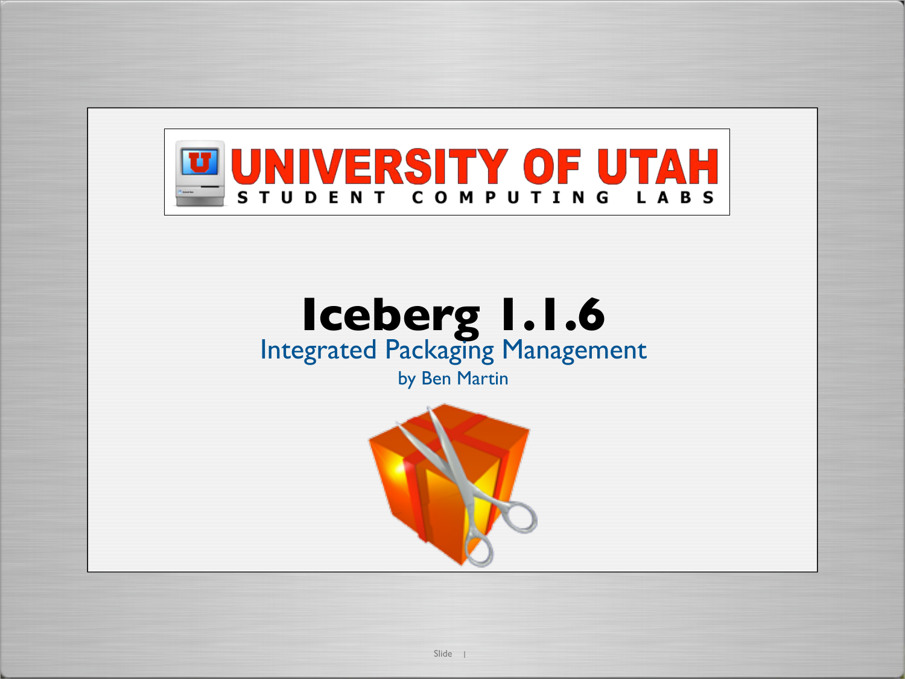UNIVERSITY OF UTAH

STUDENT COMPUTING LABS

# Iceberg 1.1.6

## Integrated Packaging Management

by Ben Martin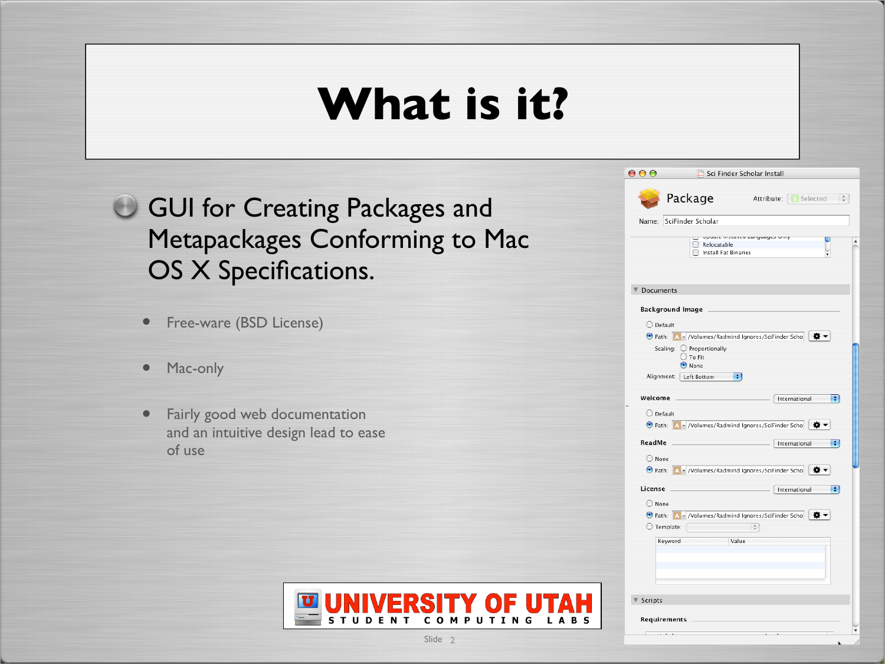# What is it?

- GUI for Creating Packages and Metapackages Conforming to Mac OS X Specifications.
  - Free-ware (BSD License)
  - Mac-only
  - Fairly good web documentation and an intuitive design lead to ease of use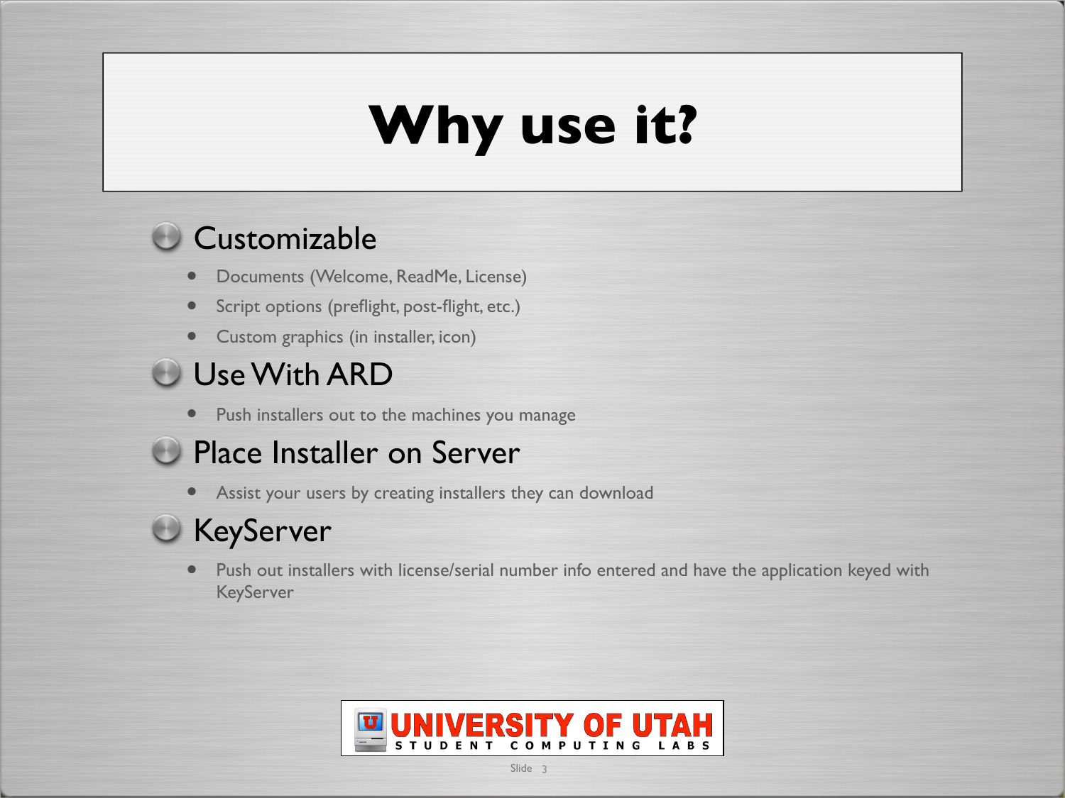# Why use it?

- Customizable
  - Documents (Welcome, ReadMe, License)
  - Script options (preflight, post-flight, etc.)
  - Custom graphics (in installer, icon)
- Use With ARD
  - Push installers out to the machines you manage
- Place Installer on Server
  - Assist your users by creating installers they can download
- KeyServer
  - Push out installers with license/serial number info entered and have the application keyed with KeyServer

UNIVERSITY OF UTAH STUDENT COMPUTING LABS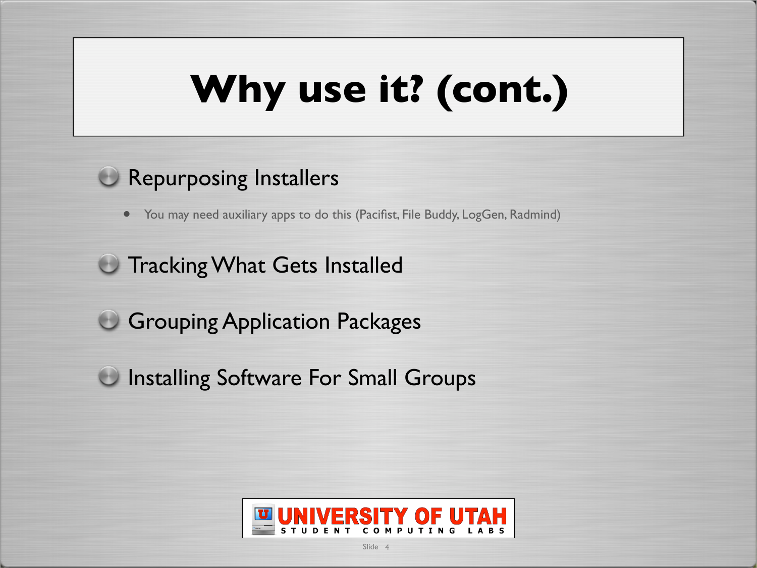# Why use it? (cont.)

- Repurposing Installers
  - You may need auxiliary apps to do this (Pacifist, File Buddy, LogGen, Radmind)
- Tracking What Gets Installed
- Grouping Application Packages
- Installing Software For Small Groups

UNIVERSITY OF UTAH
STUDENT COMPUTING LABS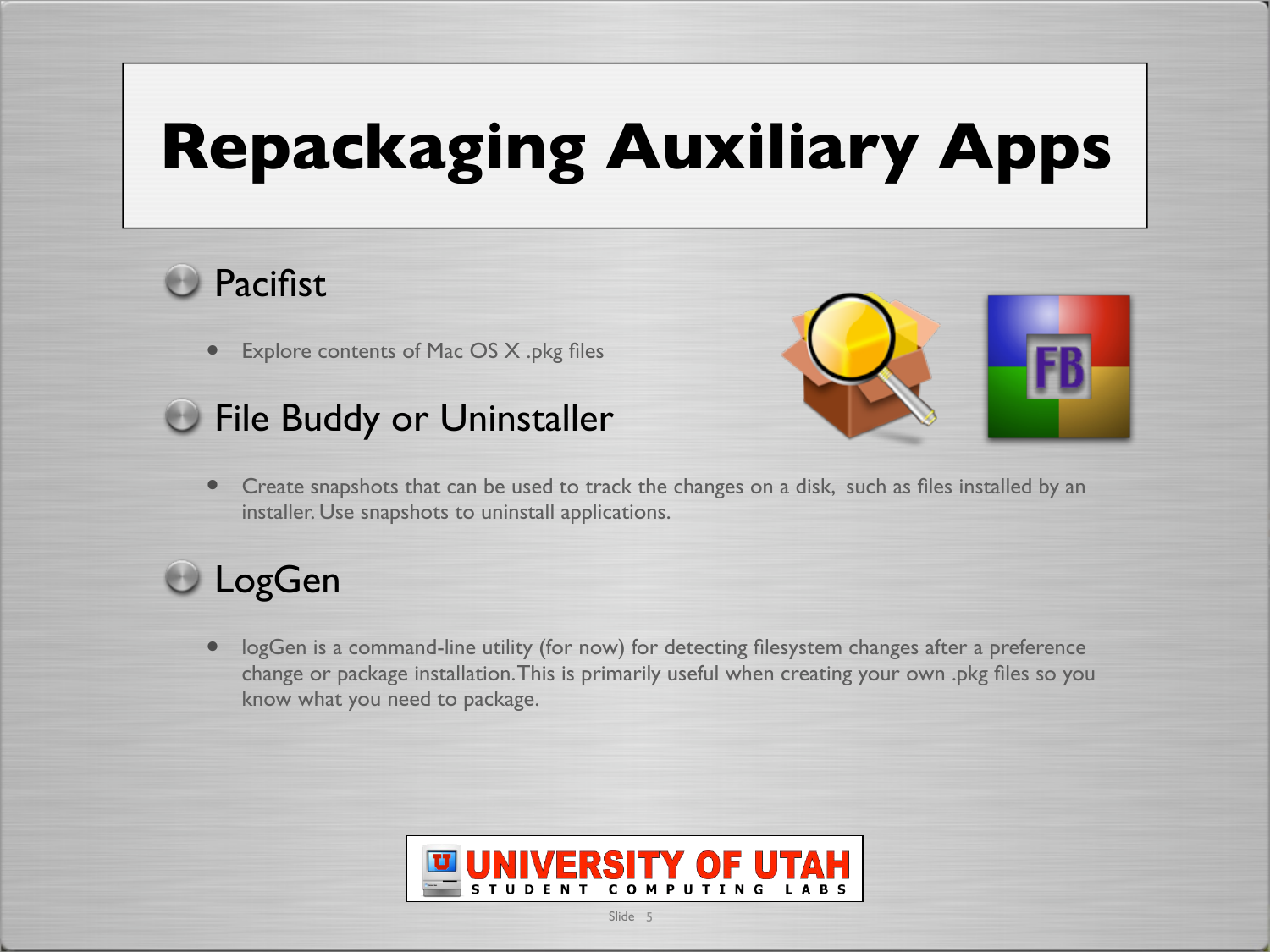# Repackaging Auxiliary Apps

- Pacifist
  - Explore contents of Mac OS X .pkg files
- File Buddy or Uninstaller
  - Create snapshots that can be used to track the changes on a disk, such as files installed by an installer. Use snapshots to uninstall applications.
- LogGen
  - logGen is a command-line utility (for now) for detecting filesystem changes after a preference change or package installation. This is primarily useful when creating your own .pkg files so you know what you need to package.

UNIVERSITY OF UTAH
STUDENT COMPUTING LABS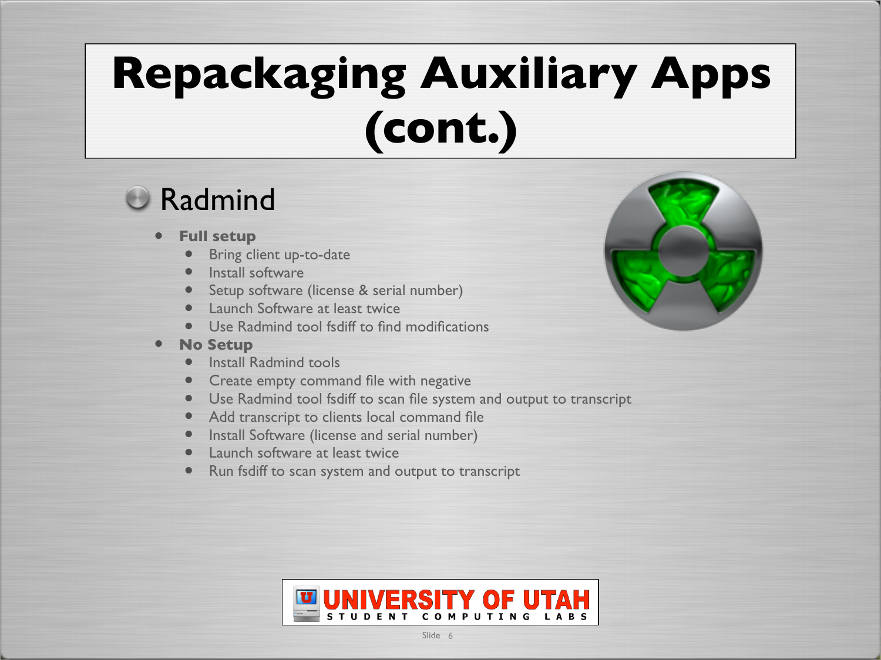# Repackaging Auxiliary Apps (cont.)

- Radmind
  - **Full setup**
    - Bring client up-to-date
    - Install software
    - Setup software (license & serial number)
    - Launch Software at least twice
    - Use Radmind tool fsdiff to find modifications
  - **No Setup**
    - Install Radmind tools
    - Create empty command file with negative
    - Use Radmind tool fsdiff to scan file system and output to transcript
    - Add transcript to clients local command file
    - Install Software (license and serial number)
    - Launch software at least twice
    - Run fsdiff to scan system and output to transcript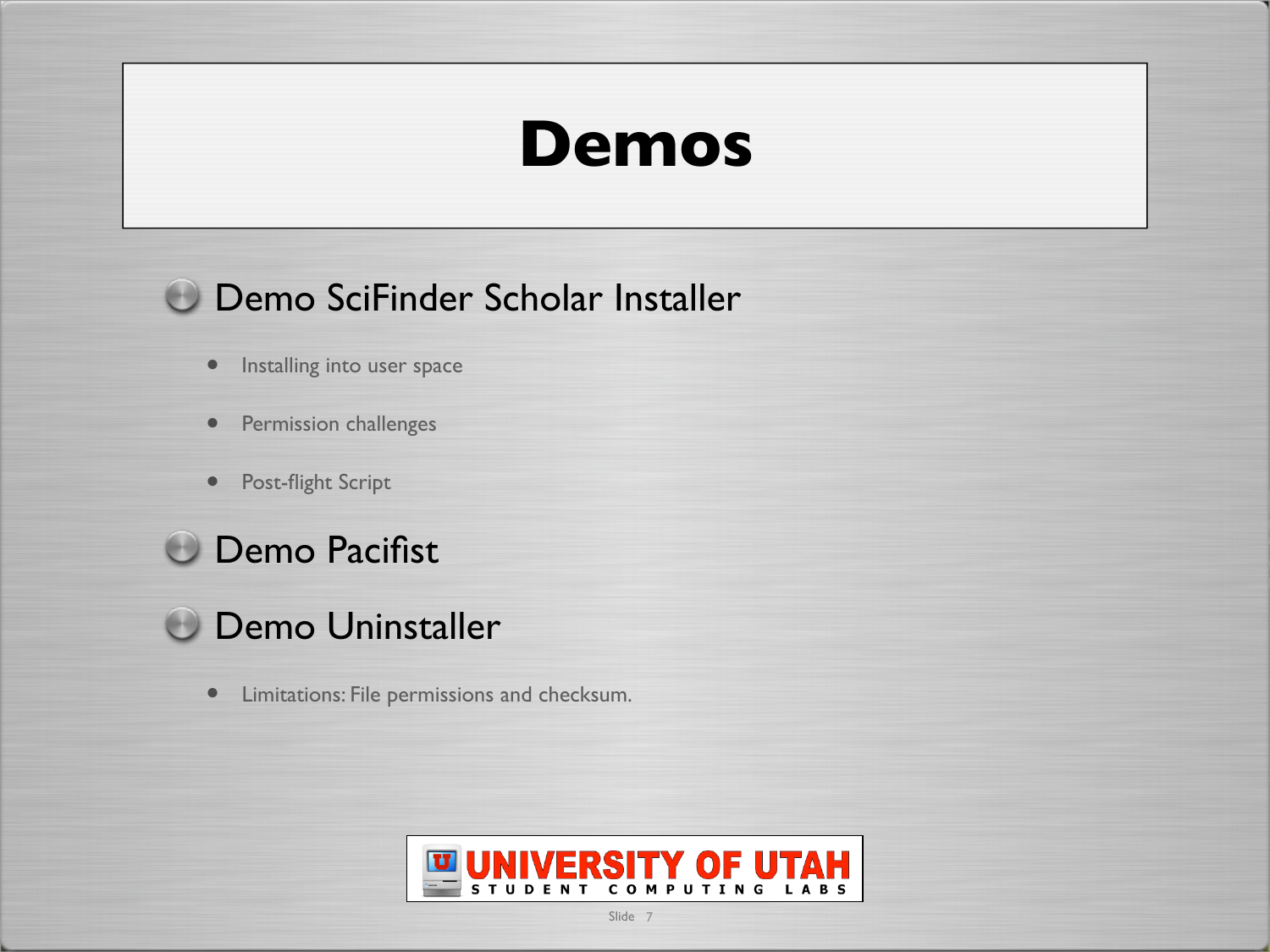# Demos

- Demo SciFinder Scholar Installer
  - Installing into user space
  - Permission challenges
  - Post-flight Script
- Demo Pacifist
- Demo Uninstaller
  - Limitations: File permissions and checksum.

UNIVERSITY OF UTAH
STUDENT COMPUTING LABS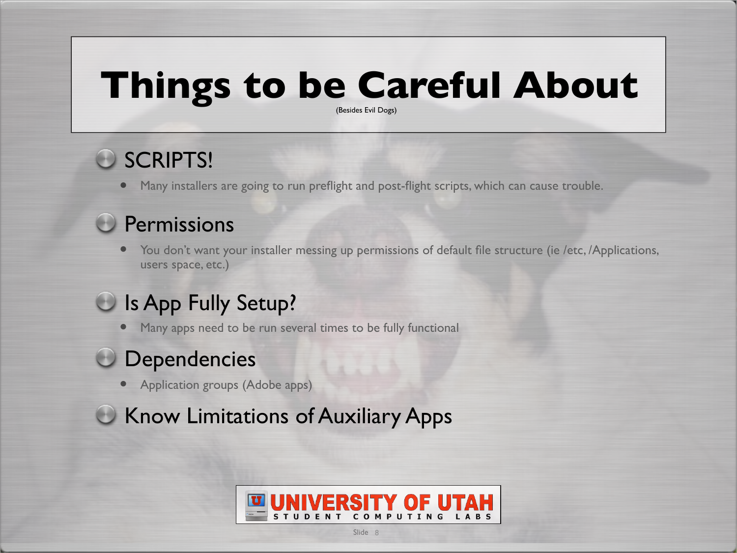# Things to be Careful About

(Besides Evil Dogs)

- SCRIPTS!
  - Many installers are going to run preflight and post-flight scripts, which can cause trouble.
- Permissions
  - You don't want your installer messing up permissions of default file structure (ie /etc, /Applications, users space, etc.)
- Is App Fully Setup?
  - Many apps need to be run several times to be fully functional
- Dependencies
  - Application groups (Adobe apps)
- Know Limitations of Auxiliary Apps

UNIVERSITY OF UTAH
STUDENT COMPUTING LABS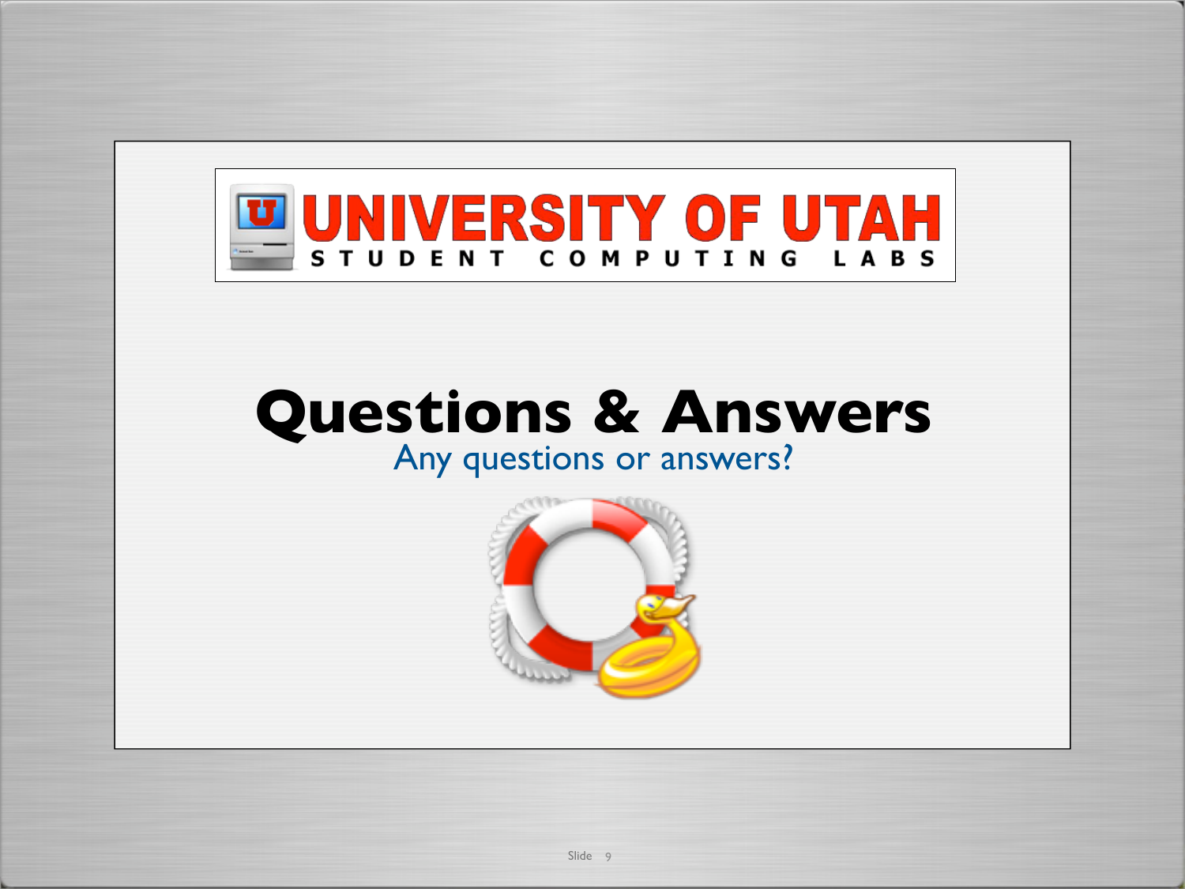UNIVERSITY OF UTAH

STUDENT COMPUTING LABS

# Questions & Answers

Any questions or answers?